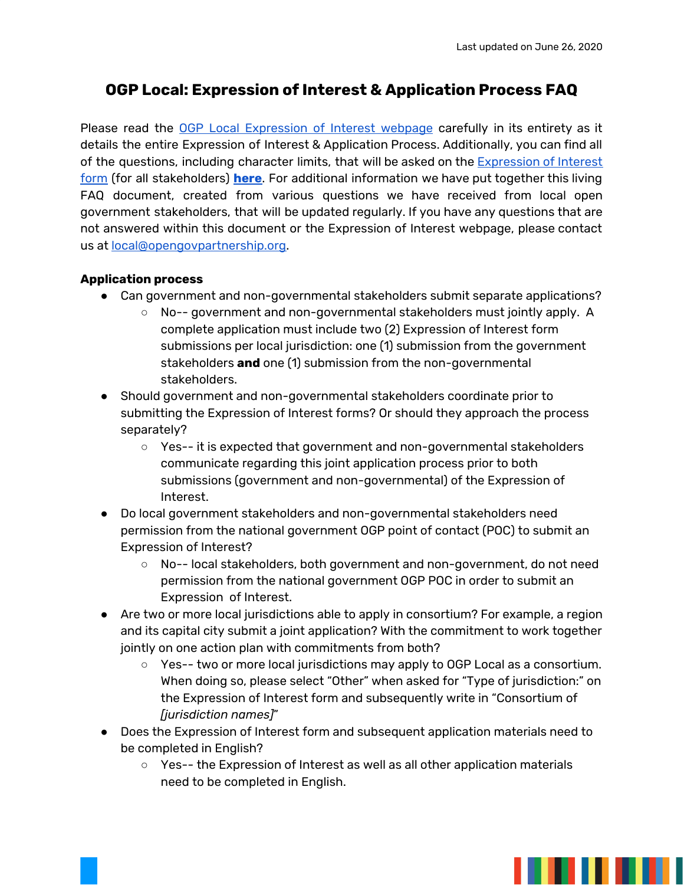Last updated on June 26, 2020

# OGP Local: Expression of Interest & Application Process FAQ

Please read the OGP Local Expression of Interest webpage carefully in its entirety as it details the entire Expression of Interest & Application Process. Additionally, you can find all of the questions, including character limits, that will be asked on the Expression of Interest form (for all stakeholders) **here**. For additional information we have put together this living FAQ document, created from various questions we have received from local open government stakeholders, that will be updated regularly. If you have any questions that are not answered within this document or the Expression of Interest webpage, please contact us at local@opengovpartnership.org.

**Application process**

- Can government and non-governmental stakeholders submit separate applications?
  - No-- government and non-governmental stakeholders must jointly apply. A complete application must include two (2) Expression of Interest form submissions per local jurisdiction: one (1) submission from the government stakeholders **and** one (1) submission from the non-governmental stakeholders.
- Should government and non-governmental stakeholders coordinate prior to submitting the Expression of Interest forms? Or should they approach the process separately?
  - Yes-- it is expected that government and non-governmental stakeholders communicate regarding this joint application process prior to both submissions (government and non-governmental) of the Expression of Interest.
- Do local government stakeholders and non-governmental stakeholders need permission from the national government OGP point of contact (POC) to submit an Expression of Interest?
  - No-- local stakeholders, both government and non-government, do not need permission from the national government OGP POC in order to submit an Expression of Interest.
- Are two or more local jurisdictions able to apply in consortium? For example, a region and its capital city submit a joint application? With the commitment to work together jointly on one action plan with commitments from both?
  - Yes-- two or more local jurisdictions may apply to OGP Local as a consortium. When doing so, please select "Other" when asked for "Type of jurisdiction:" on the Expression of Interest form and subsequently write in "Consortium of *[jurisdiction names]*"
- Does the Expression of Interest form and subsequent application materials need to be completed in English?
  - Yes-- the Expression of Interest as well as all other application materials need to be completed in English.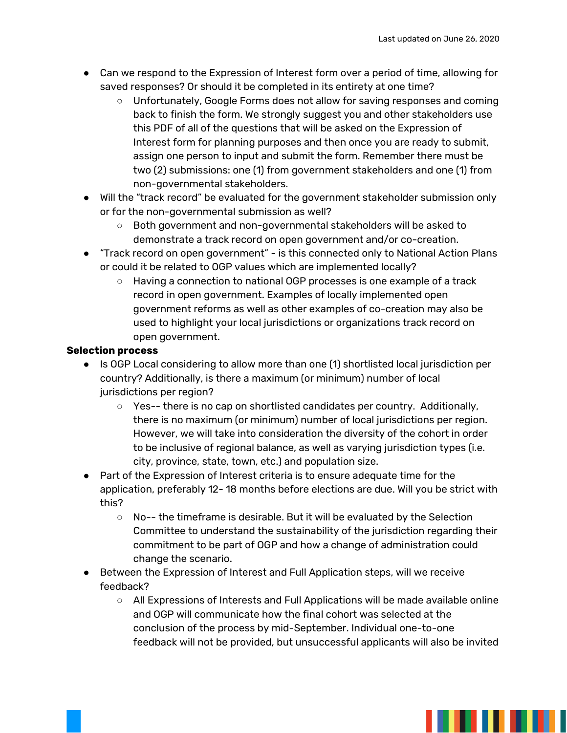- Can we respond to the Expression of Interest form over a period of time, allowing for saved responses? Or should it be completed in its entirety at one time?
  - Unfortunately, Google Forms does not allow for saving responses and coming back to finish the form. We strongly suggest you and other stakeholders use this PDF of all of the questions that will be asked on the Expression of Interest form for planning purposes and then once you are ready to submit, assign one person to input and submit the form. Remember there must be two (2) submissions: one (1) from government stakeholders and one (1) from non-governmental stakeholders.
- Will the "track record" be evaluated for the government stakeholder submission only or for the non-governmental submission as well?
  - Both government and non-governmental stakeholders will be asked to demonstrate a track record on open government and/or co-creation.
- "Track record on open government" - is this connected only to National Action Plans or could it be related to OGP values which are implemented locally?
  - Having a connection to national OGP processes is one example of a track record in open government. Examples of locally implemented open government reforms as well as other examples of co-creation may also be used to highlight your local jurisdictions or organizations track record on open government.

**Selection process**

- Is OGP Local considering to allow more than one (1) shortlisted local jurisdiction per country? Additionally, is there a maximum (or minimum) number of local jurisdictions per region?
  - Yes-- there is no cap on shortlisted candidates per country. Additionally, there is no maximum (or minimum) number of local jurisdictions per region. However, we will take into consideration the diversity of the cohort in order to be inclusive of regional balance, as well as varying jurisdiction types (i.e. city, province, state, town, etc.) and population size.
- Part of the Expression of Interest criteria is to ensure adequate time for the application, preferably 12- 18 months before elections are due. Will you be strict with this?
  - No-- the timeframe is desirable. But it will be evaluated by the Selection Committee to understand the sustainability of the jurisdiction regarding their commitment to be part of OGP and how a change of administration could change the scenario.
- Between the Expression of Interest and Full Application steps, will we receive feedback?
  - All Expressions of Interests and Full Applications will be made available online and OGP will communicate how the final cohort was selected at the conclusion of the process by mid-September. Individual one-to-one feedback will not be provided, but unsuccessful applicants will also be invited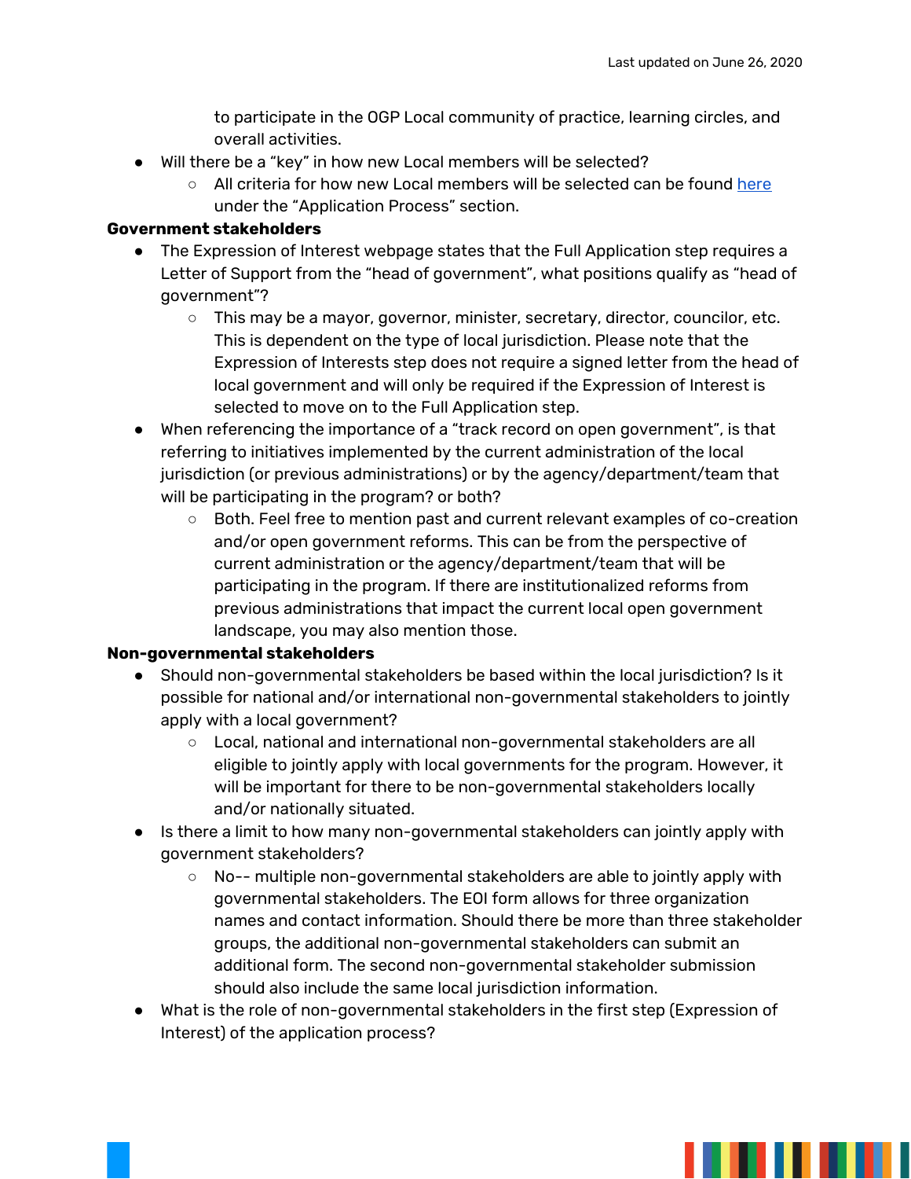to participate in the OGP Local community of practice, learning circles, and overall activities.

- Will there be a "key" in how new Local members will be selected?
    - All criteria for how new Local members will be selected can be found [here](#) under the "Application Process" section.

**Government stakeholders**

- The Expression of Interest webpage states that the Full Application step requires a Letter of Support from the "head of government", what positions qualify as "head of government"?
    - This may be a mayor, governor, minister, secretary, director, councilor, etc. This is dependent on the type of local jurisdiction. Please note that the Expression of Interests step does not require a signed letter from the head of local government and will only be required if the Expression of Interest is selected to move on to the Full Application step.
- When referencing the importance of a "track record on open government", is that referring to initiatives implemented by the current administration of the local jurisdiction (or previous administrations) or by the agency/department/team that will be participating in the program? or both?
    - Both. Feel free to mention past and current relevant examples of co-creation and/or open government reforms. This can be from the perspective of current administration or the agency/department/team that will be participating in the program. If there are institutionalized reforms from previous administrations that impact the current local open government landscape, you may also mention those.

**Non-governmental stakeholders**

- Should non-governmental stakeholders be based within the local jurisdiction? Is it possible for national and/or international non-governmental stakeholders to jointly apply with a local government?
    - Local, national and international non-governmental stakeholders are all eligible to jointly apply with local governments for the program. However, it will be important for there to be non-governmental stakeholders locally and/or nationally situated.
- Is there a limit to how many non-governmental stakeholders can jointly apply with government stakeholders?
    - No-- multiple non-governmental stakeholders are able to jointly apply with governmental stakeholders. The EOI form allows for three organization names and contact information. Should there be more than three stakeholder groups, the additional non-governmental stakeholders can submit an additional form. The second non-governmental stakeholder submission should also include the same local jurisdiction information.
- What is the role of non-governmental stakeholders in the first step (Expression of Interest) of the application process?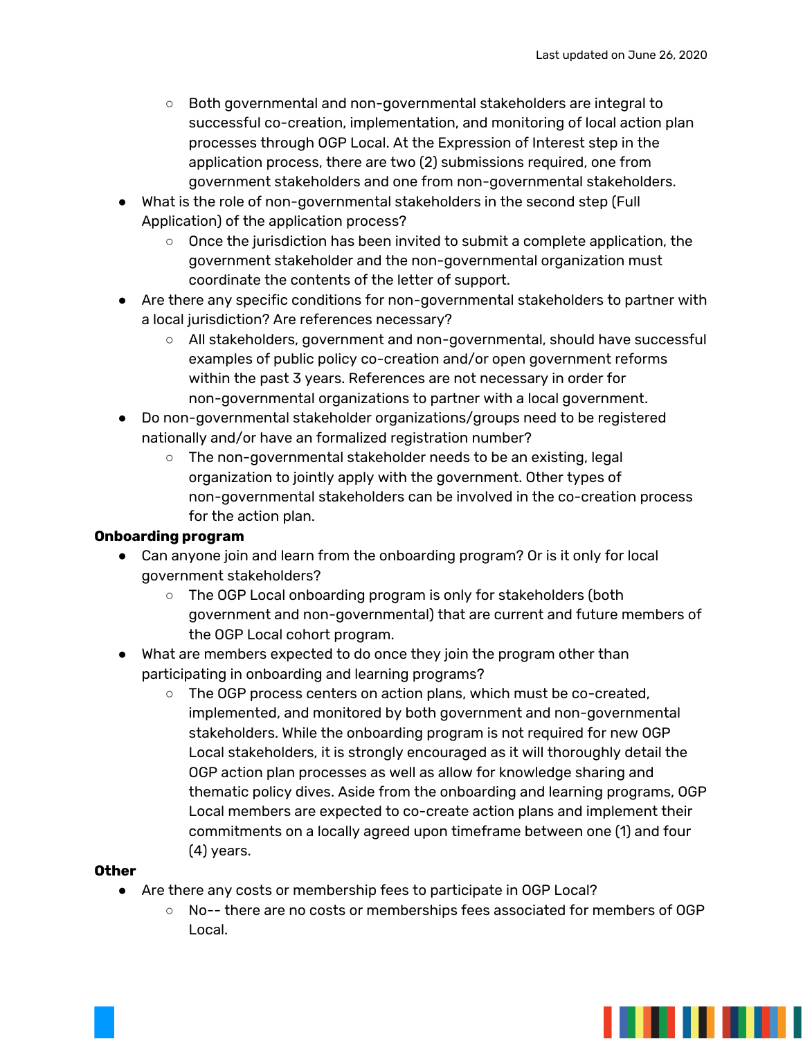- Both governmental and non-governmental stakeholders are integral to successful co-creation, implementation, and monitoring of local action plan processes through OGP Local. At the Expression of Interest step in the application process, there are two (2) submissions required, one from government stakeholders and one from non-governmental stakeholders.

- What is the role of non-governmental stakeholders in the second step (Full Application) of the application process?
  - Once the jurisdiction has been invited to submit a complete application, the government stakeholder and the non-governmental organization must coordinate the contents of the letter of support.
- Are there any specific conditions for non-governmental stakeholders to partner with a local jurisdiction? Are references necessary?
  - All stakeholders, government and non-governmental, should have successful examples of public policy co-creation and/or open government reforms within the past 3 years. References are not necessary in order for non-governmental organizations to partner with a local government.
- Do non-governmental stakeholder organizations/groups need to be registered nationally and/or have an formalized registration number?
  - The non-governmental stakeholder needs to be an existing, legal organization to jointly apply with the government. Other types of non-governmental stakeholders can be involved in the co-creation process for the action plan.

**Onboarding program**

- Can anyone join and learn from the onboarding program? Or is it only for local government stakeholders?
  - The OGP Local onboarding program is only for stakeholders (both government and non-governmental) that are current and future members of the OGP Local cohort program.
- What are members expected to do once they join the program other than participating in onboarding and learning programs?
  - The OGP process centers on action plans, which must be co-created, implemented, and monitored by both government and non-governmental stakeholders. While the onboarding program is not required for new OGP Local stakeholders, it is strongly encouraged as it will thoroughly detail the OGP action plan processes as well as allow for knowledge sharing and thematic policy dives. Aside from the onboarding and learning programs, OGP Local members are expected to co-create action plans and implement their commitments on a locally agreed upon timeframe between one (1) and four (4) years.

**Other**

- Are there any costs or membership fees to participate in OGP Local?
  - No-- there are no costs or memberships fees associated for members of OGP Local.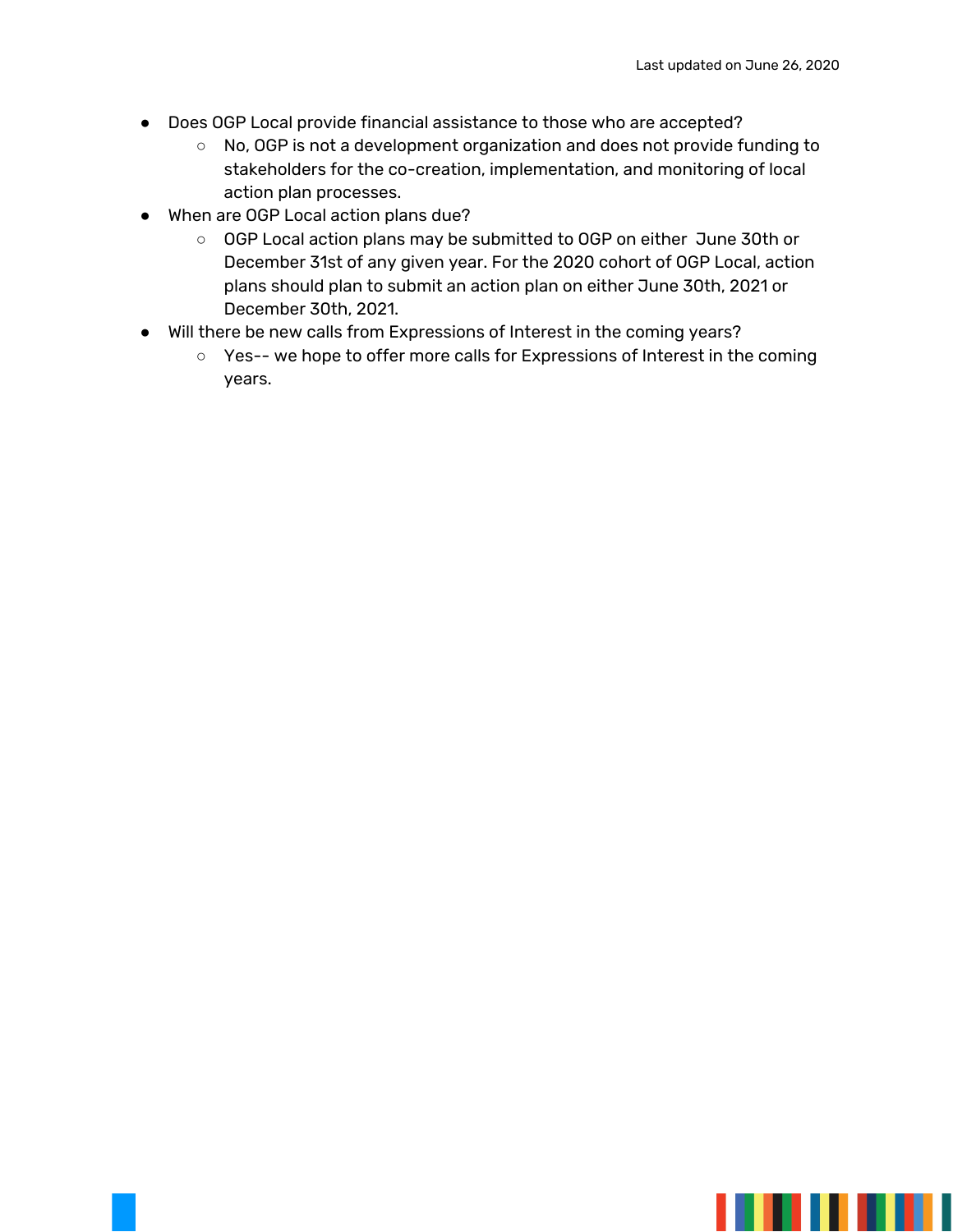- Does OGP Local provide financial assistance to those who are accepted?
  - No, OGP is not a development organization and does not provide funding to stakeholders for the co-creation, implementation, and monitoring of local action plan processes.
- When are OGP Local action plans due?
  - OGP Local action plans may be submitted to OGP on either  June 30th or December 31st of any given year. For the 2020 cohort of OGP Local, action plans should plan to submit an action plan on either June 30th, 2021 or December 30th, 2021.
- Will there be new calls from Expressions of Interest in the coming years?
  - Yes-- we hope to offer more calls for Expressions of Interest in the coming years.